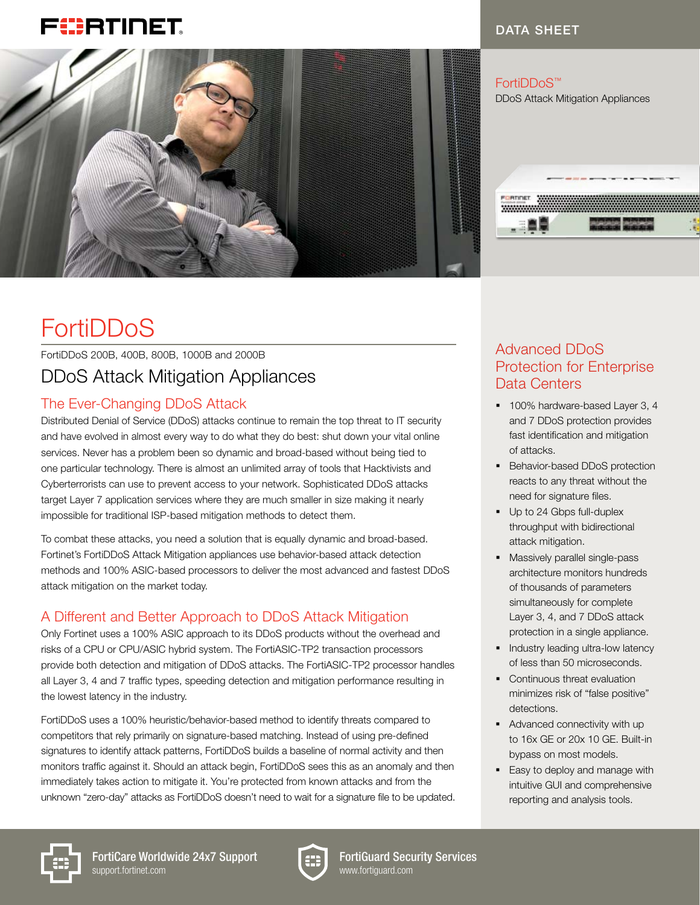DATA SHEET

FortiDDoS™
DDoS Attack Mitigation Appliances

# FortiDDoS

FortiDDoS 200B, 400B, 800B, 1000B and 2000B

## DDoS Attack Mitigation Appliances

### The Ever-Changing DDoS Attack

Distributed Denial of Service (DDoS) attacks continue to remain the top threat to IT security and have evolved in almost every way to do what they do best: shut down your vital online services. Never has a problem been so dynamic and broad-based without being tied to one particular technology. There is almost an unlimited array of tools that Hacktivists and Cyberterrorists can use to prevent access to your network. Sophisticated DDoS attacks target Layer 7 application services where they are much smaller in size making it nearly impossible for traditional ISP-based mitigation methods to detect them.

To combat these attacks, you need a solution that is equally dynamic and broad-based. Fortinet's FortiDDoS Attack Mitigation appliances use behavior-based attack detection methods and 100% ASIC-based processors to deliver the most advanced and fastest DDoS attack mitigation on the market today.

### A Different and Better Approach to DDoS Attack Mitigation

Only Fortinet uses a 100% ASIC approach to its DDoS products without the overhead and risks of a CPU or CPU/ASIC hybrid system. The FortiASIC-TP2 transaction processors provide both detection and mitigation of DDoS attacks. The FortiASIC-TP2 processor handles all Layer 3, 4 and 7 traffic types, speeding detection and mitigation performance resulting in the lowest latency in the industry.

FortiDDoS uses a 100% heuristic/behavior-based method to identify threats compared to competitors that rely primarily on signature-based matching. Instead of using pre-defined signatures to identify attack patterns, FortiDDoS builds a baseline of normal activity and then monitors traffic against it. Should an attack begin, FortiDDoS sees this as an anomaly and then immediately takes action to mitigate it. You're protected from known attacks and from the unknown "zero-day" attacks as FortiDDoS doesn't need to wait for a signature file to be updated.

### Advanced DDoS Protection for Enterprise Data Centers

- 100% hardware-based Layer 3, 4 and 7 DDoS protection provides fast identification and mitigation of attacks.
- Behavior-based DDoS protection reacts to any threat without the need for signature files.
- Up to 24 Gbps full-duplex throughput with bidirectional attack mitigation.
- Massively parallel single-pass architecture monitors hundreds of thousands of parameters simultaneously for complete Layer 3, 4, and 7 DDoS attack protection in a single appliance.
- Industry leading ultra-low latency of less than 50 microseconds.
- Continuous threat evaluation minimizes risk of "false positive" detections.
- Advanced connectivity with up to 16x GE or 20x 10 GE. Built-in bypass on most models.
- Easy to deploy and manage with intuitive GUI and comprehensive reporting and analysis tools.

**FortiCare Worldwide 24x7 Support**
support.fortinet.com

**FortiGuard Security Services**
www.fortiguard.com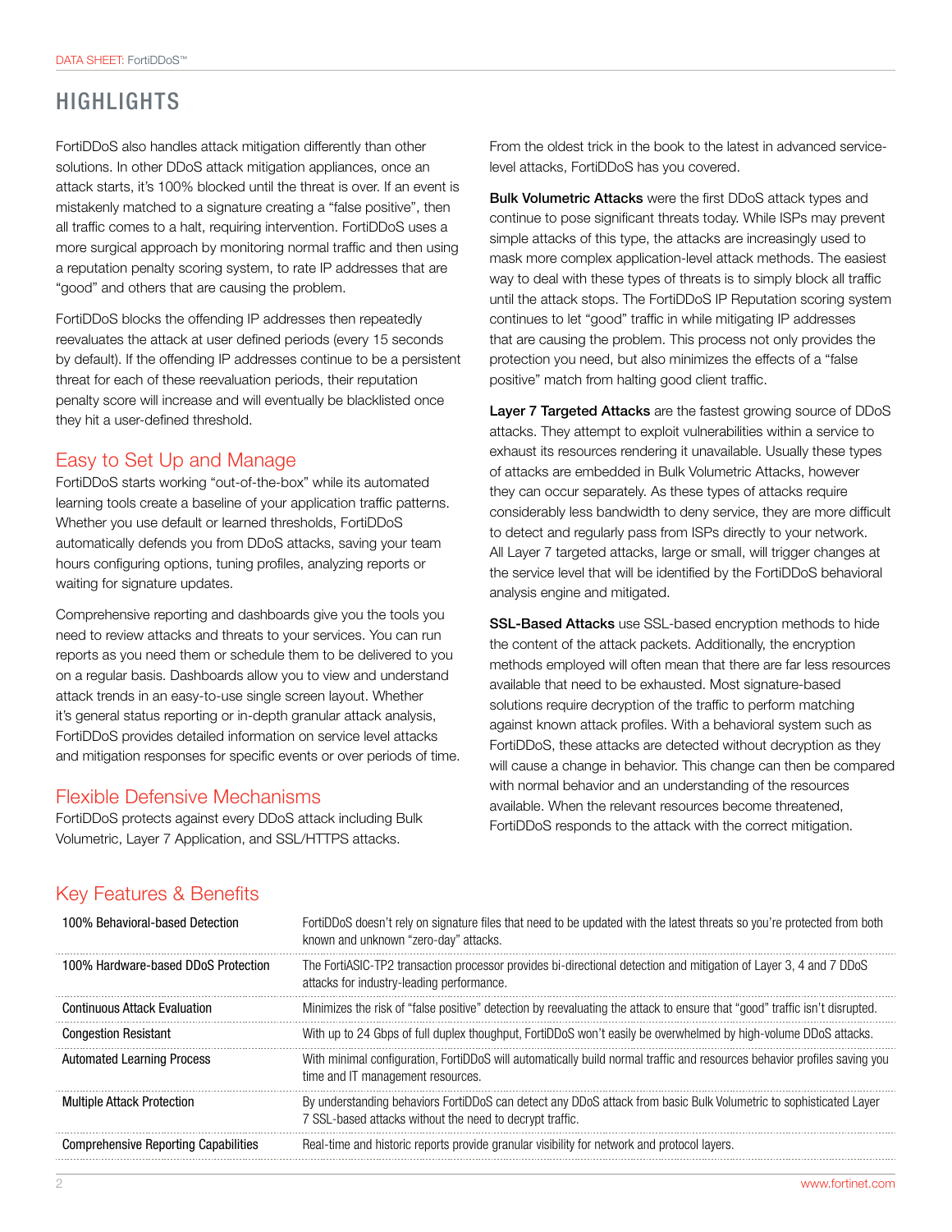## HIGHLIGHTS

FortiDDoS also handles attack mitigation differently than other solutions. In other DDoS attack mitigation appliances, once an attack starts, it's 100% blocked until the threat is over. If an event is mistakenly matched to a signature creating a "false positive", then all traffic comes to a halt, requiring intervention. FortiDDoS uses a more surgical approach by monitoring normal traffic and then using a reputation penalty scoring system, to rate IP addresses that are "good" and others that are causing the problem.

FortiDDoS blocks the offending IP addresses then repeatedly reevaluates the attack at user defined periods (every 15 seconds by default). If the offending IP addresses continue to be a persistent threat for each of these reevaluation periods, their reputation penalty score will increase and will eventually be blacklisted once they hit a user-defined threshold.

### Easy to Set Up and Manage

FortiDDoS starts working "out-of-the-box" while its automated learning tools create a baseline of your application traffic patterns. Whether you use default or learned thresholds, FortiDDoS automatically defends you from DDoS attacks, saving your team hours configuring options, tuning profiles, analyzing reports or waiting for signature updates.

Comprehensive reporting and dashboards give you the tools you need to review attacks and threats to your services. You can run reports as you need them or schedule them to be delivered to you on a regular basis. Dashboards allow you to view and understand attack trends in an easy-to-use single screen layout. Whether it's general status reporting or in-depth granular attack analysis, FortiDDoS provides detailed information on service level attacks and mitigation responses for specific events or over periods of time.

### Flexible Defensive Mechanisms

FortiDDoS protects against every DDoS attack including Bulk Volumetric, Layer 7 Application, and SSL/HTTPS attacks.

From the oldest trick in the book to the latest in advanced service-level attacks, FortiDDoS has you covered.

**Bulk Volumetric Attacks** were the first DDoS attack types and continue to pose significant threats today. While ISPs may prevent simple attacks of this type, the attacks are increasingly used to mask more complex application-level attack methods. The easiest way to deal with these types of threats is to simply block all traffic until the attack stops. The FortiDDoS IP Reputation scoring system continues to let "good" traffic in while mitigating IP addresses that are causing the problem. This process not only provides the protection you need, but also minimizes the effects of a "false positive" match from halting good client traffic.

**Layer 7 Targeted Attacks** are the fastest growing source of DDoS attacks. They attempt to exploit vulnerabilities within a service to exhaust its resources rendering it unavailable. Usually these types of attacks are embedded in Bulk Volumetric Attacks, however they can occur separately. As these types of attacks require considerably less bandwidth to deny service, they are more difficult to detect and regularly pass from ISPs directly to your network. All Layer 7 targeted attacks, large or small, will trigger changes at the service level that will be identified by the FortiDDoS behavioral analysis engine and mitigated.

**SSL-Based Attacks** use SSL-based encryption methods to hide the content of the attack packets. Additionally, the encryption methods employed will often mean that there are far less resources available that need to be exhausted. Most signature-based solutions require decryption of the traffic to perform matching against known attack profiles. With a behavioral system such as FortiDDoS, these attacks are detected without decryption as they will cause a change in behavior. This change can then be compared with normal behavior and an understanding of the resources available. When the relevant resources become threatened, FortiDDoS responds to the attack with the correct mitigation.

### Key Features & Benefits

| | |
|---|---|
| 100% Behavioral-based Detection | FortiDDoS doesn't rely on signature files that need to be updated with the latest threats so you're protected from both known and unknown "zero-day" attacks. |
| 100% Hardware-based DDoS Protection | The FortiASIC-TP2 transaction processor provides bi-directional detection and mitigation of Layer 3, 4 and 7 DDoS attacks for industry-leading performance. |
| Continuous Attack Evaluation | Minimizes the risk of "false positive" detection by reevaluating the attack to ensure that "good" traffic isn't disrupted. |
| Congestion Resistant | With up to 24 Gbps of full duplex thoughput, FortiDDoS won't easily be overwhelmed by high-volume DDoS attacks. |
| Automated Learning Process | With minimal configuration, FortiDDoS will automatically build normal traffic and resources behavior profiles saving you time and IT management resources. |
| Multiple Attack Protection | By understanding behaviors FortiDDoS can detect any DDoS attack from basic Bulk Volumetric to sophisticated Layer 7 SSL-based attacks without the need to decrypt traffic. |
| Comprehensive Reporting Capabilities | Real-time and historic reports provide granular visibility for network and protocol layers. |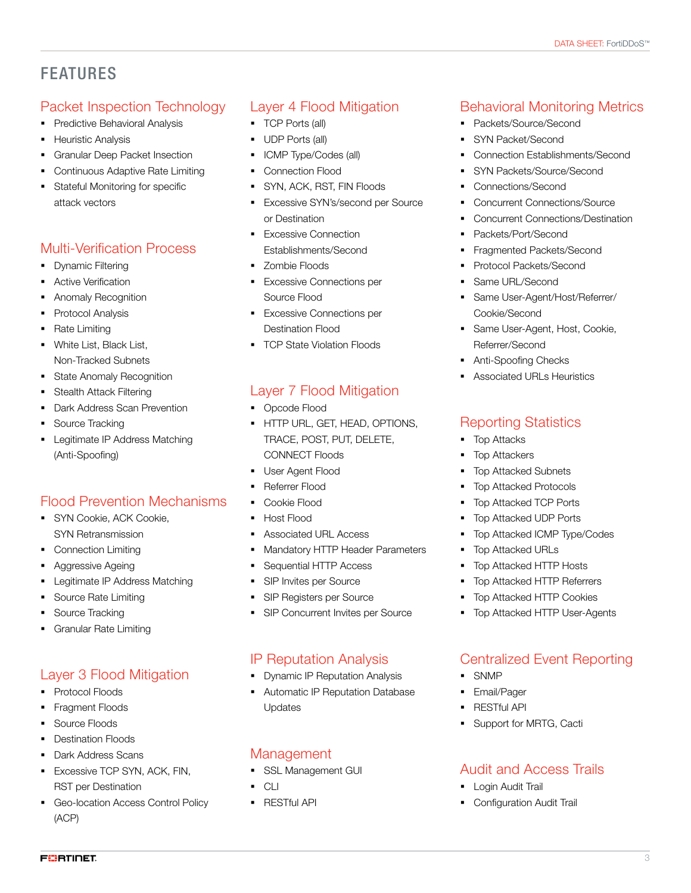# FEATURES

## Packet Inspection Technology

- Predictive Behavioral Analysis
- Heuristic Analysis
- Granular Deep Packet Insection
- Continuous Adaptive Rate Limiting
- Stateful Monitoring for specific attack vectors

## Multi-Verification Process

- Dynamic Filtering
- Active Verification
- Anomaly Recognition
- Protocol Analysis
- Rate Limiting
- White List, Black List, Non-Tracked Subnets
- State Anomaly Recognition
- Stealth Attack Filtering
- Dark Address Scan Prevention
- Source Tracking
- Legitimate IP Address Matching (Anti-Spoofing)

## Flood Prevention Mechanisms

- SYN Cookie, ACK Cookie, SYN Retransmission
- Connection Limiting
- Aggressive Ageing
- Legitimate IP Address Matching
- Source Rate Limiting
- Source Tracking
- Granular Rate Limiting

## Layer 3 Flood Mitigation

- Protocol Floods
- Fragment Floods
- Source Floods
- Destination Floods
- Dark Address Scans
- Excessive TCP SYN, ACK, FIN, RST per Destination
- Geo-location Access Control Policy (ACP)

## Layer 4 Flood Mitigation

- TCP Ports (all)
- UDP Ports (all)
- ICMP Type/Codes (all)
- Connection Flood
- SYN, ACK, RST, FIN Floods
- Excessive SYN's/second per Source or Destination
- Excessive Connection Establishments/Second
- Zombie Floods
- Excessive Connections per Source Flood
- Excessive Connections per Destination Flood
- TCP State Violation Floods

## Layer 7 Flood Mitigation

- Opcode Flood
- HTTP URL, GET, HEAD, OPTIONS, TRACE, POST, PUT, DELETE, CONNECT Floods
- User Agent Flood
- Referrer Flood
- Cookie Flood
- Host Flood
- Associated URL Access
- Mandatory HTTP Header Parameters
- Sequential HTTP Access
- SIP Invites per Source
- SIP Registers per Source
- SIP Concurrent Invites per Source

## IP Reputation Analysis

- Dynamic IP Reputation Analysis
- Automatic IP Reputation Database Updates

## Management

- SSL Management GUI
- CLI
- RESTful API

## Behavioral Monitoring Metrics

- Packets/Source/Second
- SYN Packet/Second
- Connection Establishments/Second
- SYN Packets/Source/Second
- Connections/Second
- Concurrent Connections/Source
- Concurrent Connections/Destination
- Packets/Port/Second
- Fragmented Packets/Second
- Protocol Packets/Second
- Same URL/Second
- Same User-Agent/Host/Referrer/Cookie/Second
- Same User-Agent, Host, Cookie, Referrer/Second
- Anti-Spoofing Checks
- Associated URLs Heuristics

## Reporting Statistics

- Top Attacks
- Top Attackers
- Top Attacked Subnets
- Top Attacked Protocols
- Top Attacked TCP Ports
- Top Attacked UDP Ports
- Top Attacked ICMP Type/Codes
- Top Attacked URLs
- Top Attacked HTTP Hosts
- Top Attacked HTTP Referrers
- Top Attacked HTTP Cookies
- Top Attacked HTTP User-Agents

## Centralized Event Reporting

- SNMP
- Email/Pager
- RESTful API
- Support for MRTG, Cacti

## Audit and Access Trails

- Login Audit Trail
- Configuration Audit Trail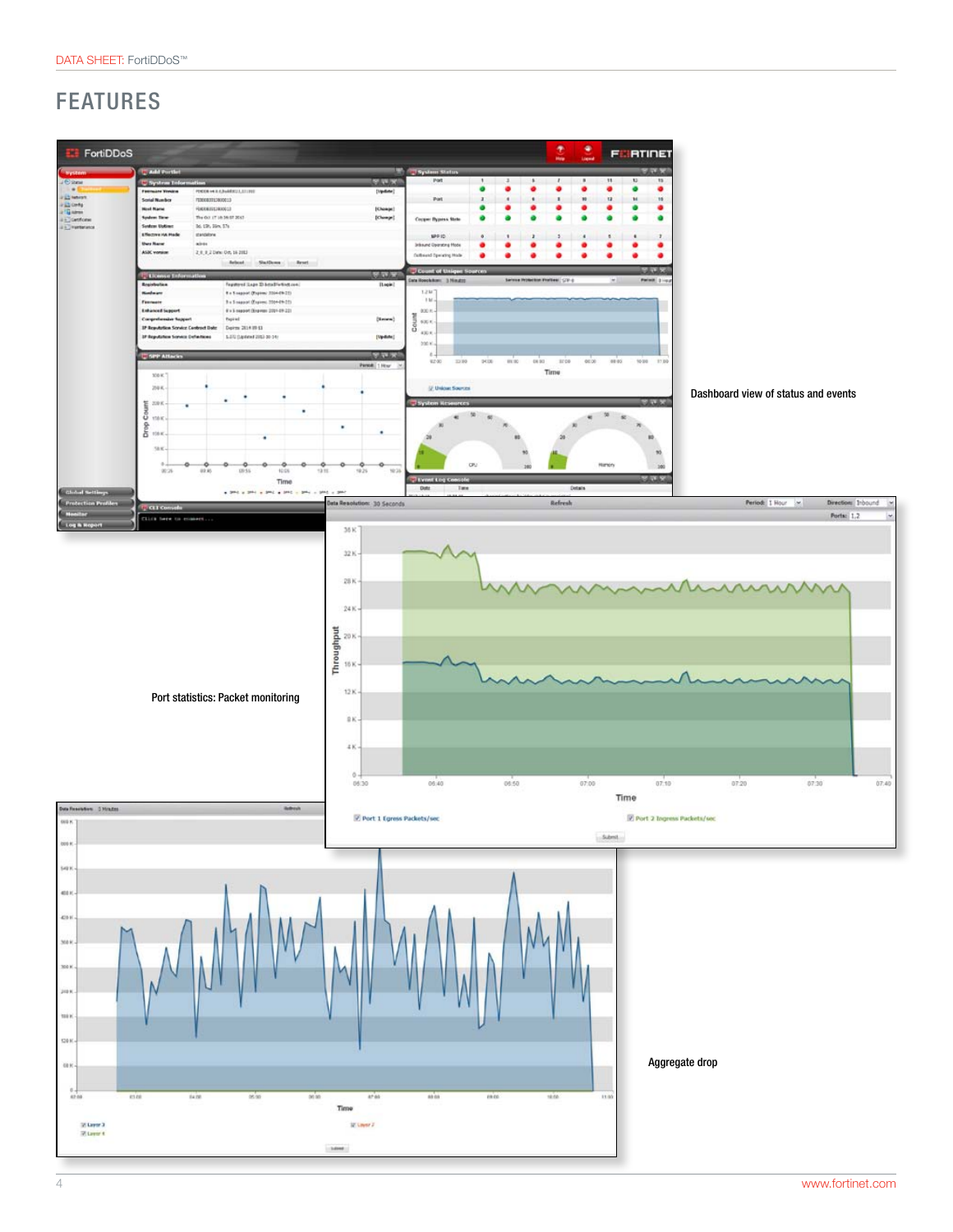# FEATURES

Dashboard view of status and events

Port statistics: Packet monitoring

Aggregate drop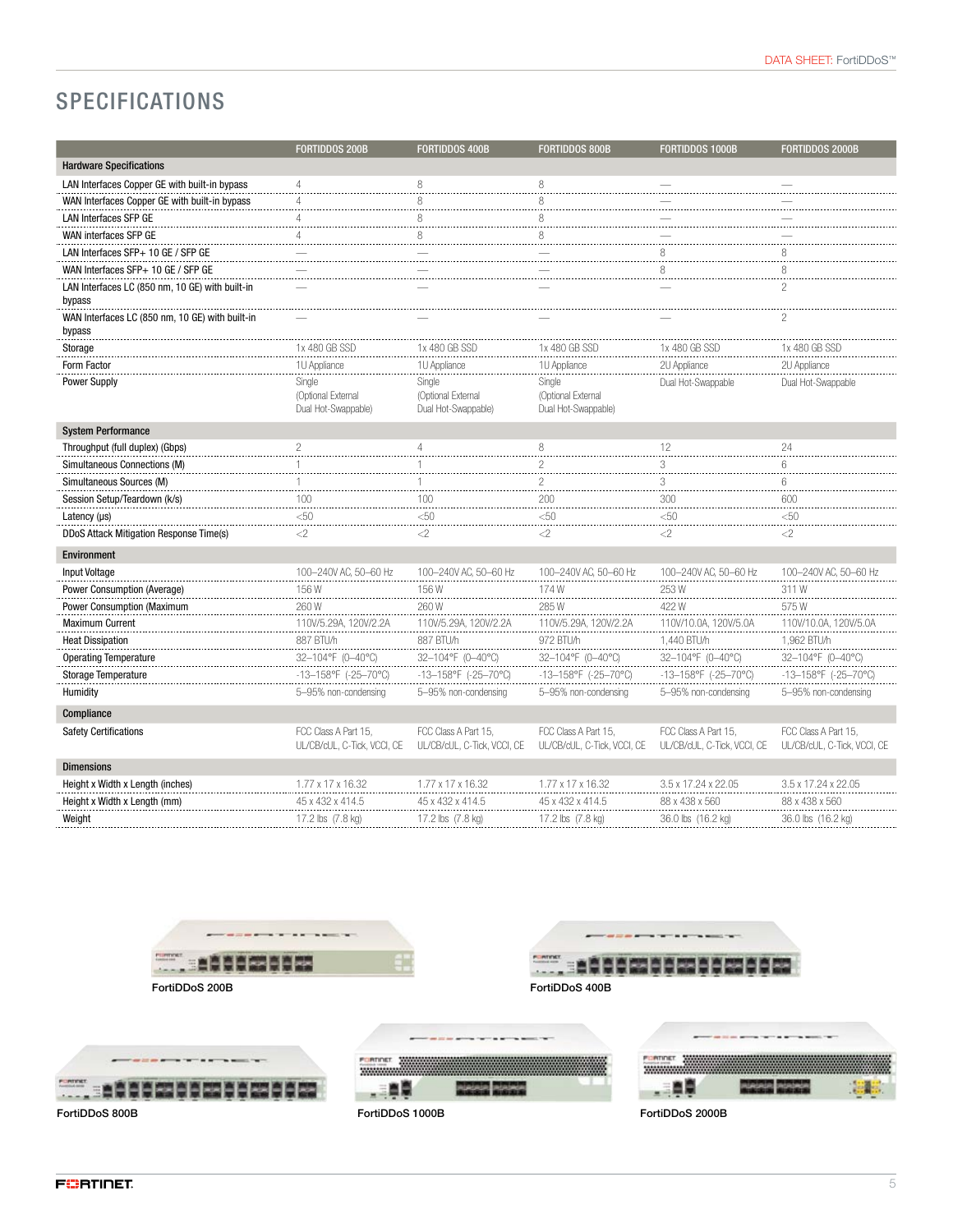## SPECIFICATIONS

| | FORTIDDOS 200B | FORTIDDOS 400B | FORTIDDOS 800B | FORTIDDOS 1000B | FORTIDDOS 2000B |
|---|---|---|---|---|---|
| **Hardware Specifications** | | | | | |
| LAN Interfaces Copper GE with built-in bypass | 4 | 8 | 8 | — | — |
| WAN Interfaces Copper GE with built-in bypass | 4 | 8 | 8 | — | — |
| LAN Interfaces SFP GE | 4 | 8 | 8 | — | — |
| WAN interfaces SFP GE | 4 | 8 | 8 | — | — |
| LAN Interfaces SFP+ 10 GE / SFP GE | — | — | — | 8 | 8 |
| WAN Interfaces SFP+ 10 GE / SFP GE | — | — | — | 8 | 8 |
| LAN Interfaces LC (850 nm, 10 GE) with built-in bypass | — | — | — | — | 2 |
| WAN Interfaces LC (850 nm, 10 GE) with built-in bypass | — | — | — | — | 2 |
| Storage | 1x 480 GB SSD | 1x 480 GB SSD | 1x 480 GB SSD | 1x 480 GB SSD | 1x 480 GB SSD |
| Form Factor | 1U Appliance | 1U Appliance | 1U Appliance | 2U Appliance | 2U Appliance |
| Power Supply | Single (Optional External Dual Hot-Swappable) | Single (Optional External Dual Hot-Swappable) | Single (Optional External Dual Hot-Swappable) | Dual Hot-Swappable | Dual Hot-Swappable |
| **System Performance** | | | | | |
| Throughput (full duplex) (Gbps) | 2 | 4 | 8 | 12 | 24 |
| Simultaneous Connections (M) | 1 | 1 | 2 | 3 | 6 |
| Simultaneous Sources (M) | 1 | 1 | 2 | 3 | 6 |
| Session Setup/Teardown (k/s) | 100 | 100 | 200 | 300 | 600 |
| Latency (μs) | <50 | <50 | <50 | <50 | <50 |
| DDoS Attack Mitigation Response Time(s) | <2 | <2 | <2 | <2 | <2 |
| **Environment** | | | | | |
| Input Voltage | 100–240V AC, 50–60 Hz | 100–240V AC, 50–60 Hz | 100–240V AC, 50–60 Hz | 100–240V AC, 50–60 Hz | 100–240V AC, 50–60 Hz |
| Power Consumption (Average) | 156 W | 156 W | 174 W | 253 W | 311 W |
| Power Consumption (Maximum | 260 W | 260 W | 285 W | 422 W | 575 W |
| Maximum Current | 110V/5.29A, 120V/2.2A | 110V/5.29A, 120V/2.2A | 110V/5.29A, 120V/2.2A | 110V/10.0A, 120V/5.0A | 110V/10.0A, 120V/5.0A |
| Heat Dissipation | 887 BTU/h | 887 BTU/h | 972 BTU/h | 1,440 BTU/h | 1,962 BTU/h |
| Operating Temperature | 32–104°F (0–40°C) | 32–104°F (0–40°C) | 32–104°F (0–40°C) | 32–104°F (0–40°C) | 32–104°F (0–40°C) |
| Storage Temperature | -13–158°F (-25–70°C) | -13–158°F (-25–70°C) | -13–158°F (-25–70°C) | -13–158°F (-25–70°C) | -13–158°F (-25–70°C) |
| Humidity | 5–95% non-condensing | 5–95% non-condensing | 5–95% non-condensing | 5–95% non-condensing | 5–95% non-condensing |
| **Compliance** | | | | | |
| Safety Certifications | FCC Class A Part 15, UL/CB/cUL, C-Tick, VCCI, CE | FCC Class A Part 15, UL/CB/cUL, C-Tick, VCCI, CE | FCC Class A Part 15, UL/CB/cUL, C-Tick, VCCI, CE | FCC Class A Part 15, UL/CB/cUL, C-Tick, VCCI, CE | FCC Class A Part 15, UL/CB/cUL, C-Tick, VCCI, CE |
| **Dimensions** | | | | | |
| Height x Width x Length (inches) | 1.77 x 17 x 16.32 | 1.77 x 17 x 16.32 | 1.77 x 17 x 16.32 | 3.5 x 17.24 x 22.05 | 3.5 x 17.24 x 22.05 |
| Height x Width x Length (mm) | 45 x 432 x 414.5 | 45 x 432 x 414.5 | 45 x 432 x 414.5 | 88 x 438 x 560 | 88 x 438 x 560 |
| Weight | 17.2 lbs (7.8 kg) | 17.2 lbs (7.8 kg) | 17.2 lbs (7.8 kg) | 36.0 lbs (16.2 kg) | 36.0 lbs (16.2 kg) |

FortiDDoS 200B

FortiDDoS 400B

FortiDDoS 800B

FortiDDoS 1000B

FortiDDoS 2000B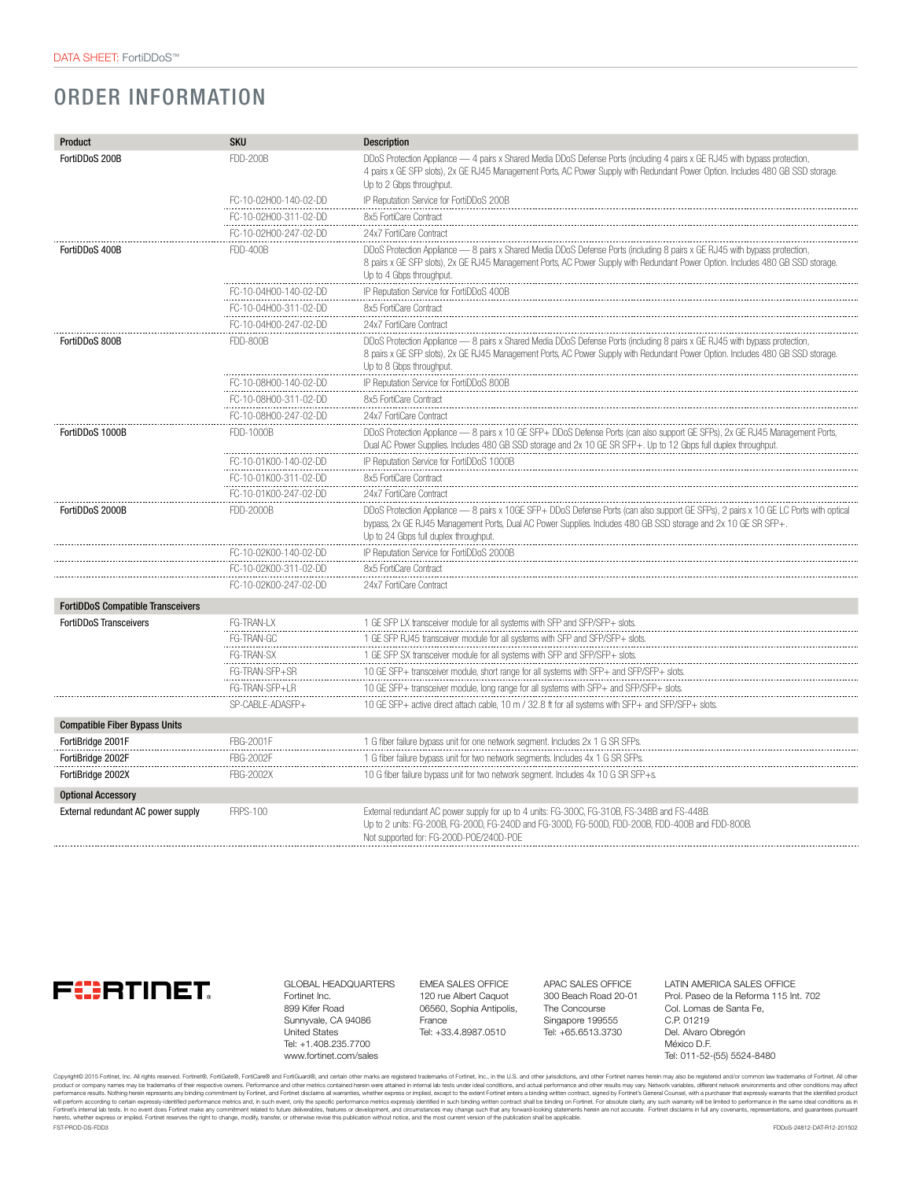# ORDER INFORMATION

| Product | SKU | Description |
|---|---|---|
| FortiDDoS 200B | FDD-200B | DDoS Protection Appliance — 4 pairs x Shared Media DDoS Defense Ports (including 4 pairs x GE RJ45 with bypass protection, 4 pairs x GE SFP slots), 2x GE RJ45 Management Ports, AC Power Supply with Redundant Power Option. Includes 480 GB SSD storage. Up to 2 Gbps throughput. |
| | FC-10-02H00-140-02-DD | IP Reputation Service for FortiDDoS 200B |
| | FC-10-02H00-311-02-DD | 8x5 FortiCare Contract |
| | FC-10-02H00-247-02-DD | 24x7 FortiCare Contract |
| FortiDDoS 400B | FDD-400B | DDoS Protection Appliance — 8 pairs x Shared Media DDoS Defense Ports (including 8 pairs x GE RJ45 with bypass protection, 8 pairs x GE SFP slots), 2x GE RJ45 Management Ports, AC Power Supply with Redundant Power Option. Includes 480 GB SSD storage. Up to 4 Gbps throughput. |
| | FC-10-04H00-140-02-DD | IP Reputation Service for FortiDDoS 400B |
| | FC-10-04H00-311-02-DD | 8x5 FortiCare Contract |
| | FC-10-04H00-247-02-DD | 24x7 FortiCare Contract |
| FortiDDoS 800B | FDD-800B | DDoS Protection Appliance — 8 pairs x Shared Media DDoS Defense Ports (including 8 pairs x GE RJ45 with bypass protection, 8 pairs x GE SFP slots), 2x GE RJ45 Management Ports, AC Power Supply with Redundant Power Option. Includes 480 GB SSD storage. Up to 8 Gbps throughput. |
| | FC-10-08H00-140-02-DD | IP Reputation Service for FortiDDoS 800B |
| | FC-10-08H00-311-02-DD | 8x5 FortiCare Contract |
| | FC-10-08H00-247-02-DD | 24x7 FortiCare Contract |
| FortiDDoS 1000B | FDD-1000B | DDoS Protection Appliance — 8 pairs x 10 GE SFP+ DDoS Defense Ports (can also support GE SFPs), 2x GE RJ45 Management Ports, Dual AC Power Supplies. Includes 480 GB SSD storage and 2x 10 GE SR SFP+. Up to 12 Gbps full duplex throughput. |
| | FC-10-01K00-140-02-DD | IP Reputation Service for FortiDDoS 1000B |
| | FC-10-01K00-311-02-DD | 8x5 FortiCare Contract |
| | FC-10-01K00-247-02-DD | 24x7 FortiCare Contract |
| FortiDDoS 2000B | FDD-2000B | DDoS Protection Appliance — 8 pairs x 10GE SFP+ DDoS Defense Ports (can also support GE SFPs), 2 pairs x 10 GE LC Ports with optical bypass, 2x GE RJ45 Management Ports, Dual AC Power Supplies. Includes 480 GB SSD storage and 2x 10 GE SR SFP+. Up to 24 Gbps full duplex throughput. |
| | FC-10-02K00-140-02-DD | IP Reputation Service for FortiDDoS 2000B |
| | FC-10-02K00-311-02-DD | 8x5 FortiCare Contract |
| | FC-10-02K00-247-02-DD | 24x7 FortiCare Contract |
| **FortiDDoS Compatible Transceivers** | | |
| FortiDDoS Transceivers | FG-TRAN-LX | 1 GE SFP LX transceiver module for all systems with SFP and SFP/SFP+ slots. |
| | FG-TRAN-GC | 1 GE SFP RJ45 transceiver module for all systems with SFP and SFP/SFP+ slots. |
| | FG-TRAN-SX | 1 GE SFP SX transceiver module for all systems with SFP and SFP/SFP+ slots. |
| | FG-TRAN-SFP+SR | 10 GE SFP+ transceiver module, short range for all systems with SFP+ and SFP/SFP+ slots. |
| | FG-TRAN-SFP+LR | 10 GE SFP+ transceiver module, long range for all systems with SFP+ and SFP/SFP+ slots. |
| | SP-CABLE-ADASFP+ | 10 GE SFP+ active direct attach cable, 10 m / 32.8 ft for all systems with SFP+ and SFP/SFP+ slots. |
| **Compatible Fiber Bypass Units** | | |
| FortiBridge 2001F | FBG-2001F | 1 G fiber failure bypass unit for one network segment. Includes 2x 1 G SR SFPs. |
| FortiBridge 2002F | FBG-2002F | 1 G fiber failure bypass unit for two network segments. Includes 4x 1 G SR SFPs. |
| FortiBridge 2002X | FBG-2002X | 10 G fiber failure bypass unit for two network segment. Includes 4x 10 G SR SFP+s. |
| **Optional Accessory** | | |
| External redundant AC power supply | FRPS-100 | External redundant AC power supply for up to 4 units: FG-300C, FG-310B, FS-348B and FS-448B. Up to 2 units: FG-200B, FG-200D, FG-240D and FG-300D, FG-500D, FDD-200B, FDD-400B and FDD-800B. Not supported for: FG-200D-POE/240D-POE |

GLOBAL HEADQUARTERS
Fortinet Inc.
899 Kifer Road
Sunnyvale, CA 94086
United States
Tel: +1.408.235.7700
www.fortinet.com/sales

EMEA SALES OFFICE
120 rue Albert Caquot
06560, Sophia Antipolis,
France
Tel: +33.4.8987.0510

APAC SALES OFFICE
300 Beach Road 20-01
The Concourse
Singapore 199555
Tel: +65.6513.3730

LATIN AMERICA SALES OFFICE
Prol. Paseo de la Reforma 115 Int. 702
Col. Lomas de Santa Fe,
C.P. 01219
Del. Alvaro Obregón
México D.F.
Tel: 011-52-(55) 5524-8480

Copyright© 2015 Fortinet, Inc. All rights reserved. Fortinet®, FortiGate®, FortiCare® and FortiGuard®, and certain other marks are registered trademarks of Fortinet, Inc., in the U.S. and other jurisdictions, and other Fortinet names herein may also be registered and/or common law trademarks of Fortinet. All other product or company names may be trademarks of their respective owners. Performance and other metrics contained herein were attained in internal lab tests under ideal conditions, and actual performance and other results may vary. Network variables, different network environments and other conditions may affect performance results. Nothing herein represents any binding commitment by Fortinet, and Fortinet disclaims all warranties, whether express or implied, except to the extent Fortinet enters a binding written contract, signed by Fortinet's General Counsel, with a purchaser that expressly warrants that the identified product will perform according to certain expressly-identified performance metrics and, in such event, only the specific performance metrics expressly identified in such binding written contract shall be binding on Fortinet. For absolute clarity, any such warranty will be limited to performance in the same ideal conditions as in Fortinet's internal lab tests. In no event does Fortinet make any commitment related to future deliverables, features or development, and circumstances may change such that any forward-looking statements herein are not accurate. Fortinet disclaims in full any covenants, representations, and guarantees pursuant hereto, whether express or implied. Fortinet reserves the right to change, modify, transfer, or otherwise revise this publication without notice, and the most current version of the publication shall be applicable.

FST-PROD-DS-FDD3

FDDoS-24812-DAT-R12-201502